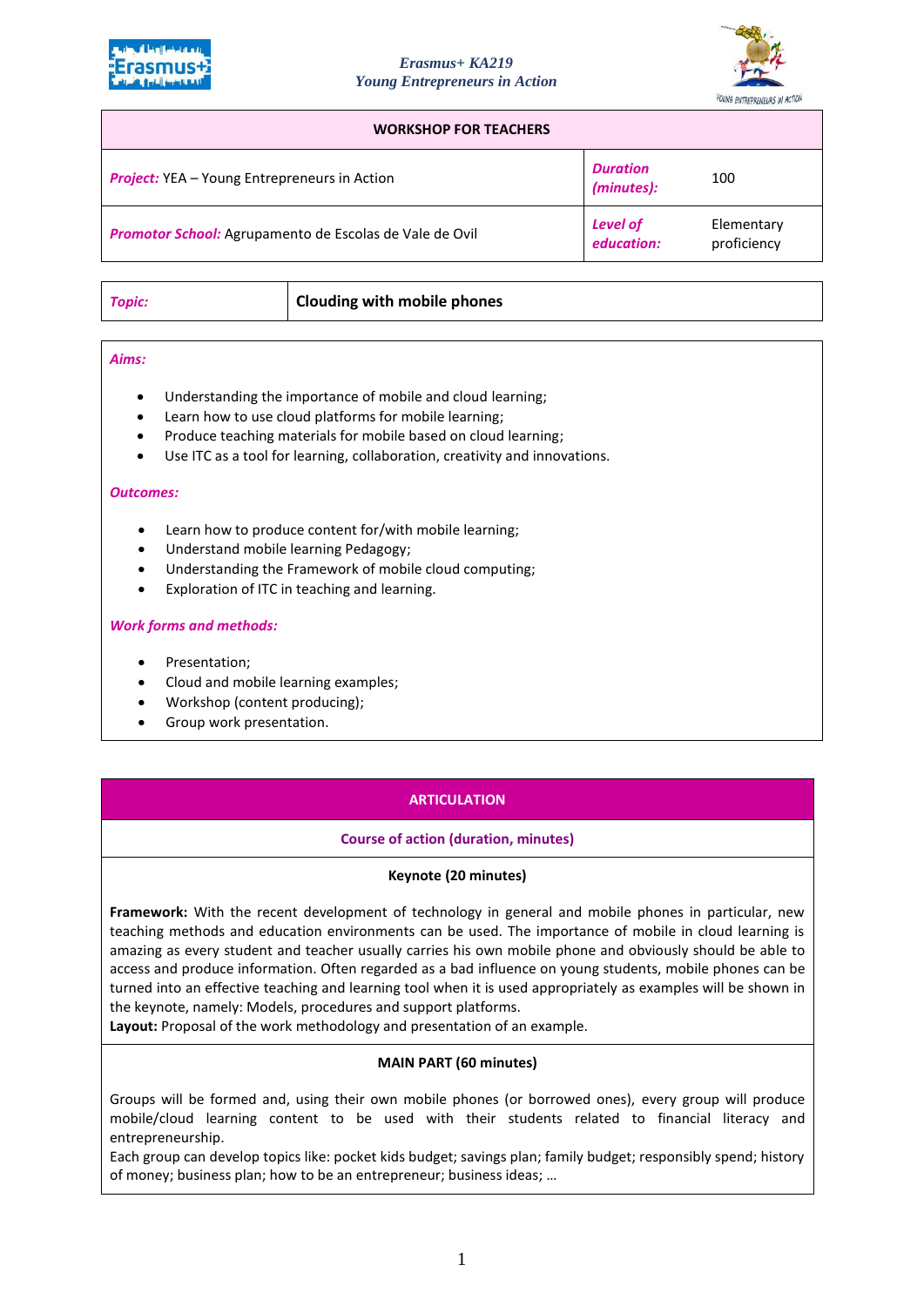*Erasmus+ KA219*
*Young Entrepreneurs in Action*

| WORKSHOP FOR TEACHERS | | |
|---|---|---|
| ***Project:*** YEA – Young Entrepreneurs in Action | ***Duration (minutes):*** | 100 |
| ***Promotor School:*** Agrupamento de Escolas de Vale de Ovil | ***Level of education:*** | Elementary proficiency |

| ***Topic:*** | **Clouding with mobile phones** |
|---|---|

***Aims:***

- Understanding the importance of mobile and cloud learning;
- Learn how to use cloud platforms for mobile learning;
- Produce teaching materials for mobile based on cloud learning;
- Use ITC as a tool for learning, collaboration, creativity and innovations.

***Outcomes:***

- Learn how to produce content for/with mobile learning;
- Understand mobile learning Pedagogy;
- Understanding the Framework of mobile cloud computing;
- Exploration of ITC in teaching and learning.

***Work forms and methods:***

- Presentation;
- Cloud and mobile learning examples;
- Workshop (content producing);
- Group work presentation.

## ARTICULATION

**Course of action (duration, minutes)**

**Keynote (20 minutes)**

**Framework:** With the recent development of technology in general and mobile phones in particular, new teaching methods and education environments can be used. The importance of mobile in cloud learning is amazing as every student and teacher usually carries his own mobile phone and obviously should be able to access and produce information. Often regarded as a bad influence on young students, mobile phones can be turned into an effective teaching and learning tool when it is used appropriately as examples will be shown in the keynote, namely: Models, procedures and support platforms.
**Layout:** Proposal of the work methodology and presentation of an example.

**MAIN PART (60 minutes)**

Groups will be formed and, using their own mobile phones (or borrowed ones), every group will produce mobile/cloud learning content to be used with their students related to financial literacy and entrepreneurship.
Each group can develop topics like: pocket kids budget; savings plan; family budget; responsibly spend; history of money; business plan; how to be an entrepreneur; business ideas; …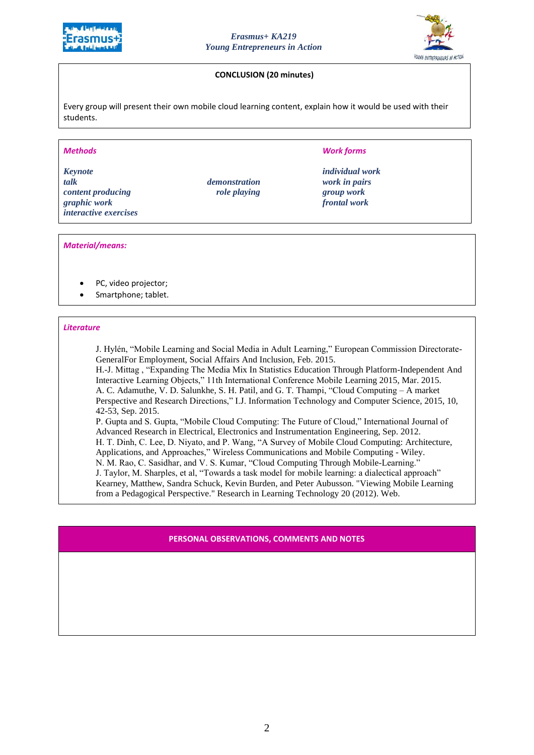**CONCLUSION (20 minutes)**

Every group will present their own mobile cloud learning content, explain how it would be used with their students.

| *Methods* | | *Work forms* |
|---|---|---|
| *Keynote talk* | *demonstration* | *individual work* |
| *content producing* | *role playing* | *work in pairs* |
| *graphic work* | | *group work* |
| *interactive exercises* | | *frontal work* |

***Material/means:***

- PC, video projector;
- Smartphone; tablet.

***Literature***

J. Hylén, "Mobile Learning and Social Media in Adult Learning," European Commission Directorate-GeneralFor Employment, Social Affairs And Inclusion, Feb. 2015.
H.-J. Mittag , "Expanding The Media Mix In Statistics Education Through Platform-Independent And Interactive Learning Objects," 11th International Conference Mobile Learning 2015, Mar. 2015.
A. C. Adamuthe, V. D. Salunkhe, S. H. Patil, and G. T. Thampi, "Cloud Computing – A market Perspective and Research Directions," I.J. Information Technology and Computer Science, 2015, 10, 42-53, Sep. 2015.
P. Gupta and S. Gupta, "Mobile Cloud Computing: The Future of Cloud," International Journal of Advanced Research in Electrical, Electronics and Instrumentation Engineering, Sep. 2012.
H. T. Dinh, C. Lee, D. Niyato, and P. Wang, "A Survey of Mobile Cloud Computing: Architecture, Applications, and Approaches," Wireless Communications and Mobile Computing - Wiley.
N. M. Rao, C. Sasidhar, and V. S. Kumar, "Cloud Computing Through Mobile-Learning."
J. Taylor, M. Sharples, et al, "Towards a task model for mobile learning: a dialectical approach"
Kearney, Matthew, Sandra Schuck, Kevin Burden, and Peter Aubusson. "Viewing Mobile Learning from a Pedagogical Perspective." Research in Learning Technology 20 (2012). Web.

**PERSONAL OBSERVATIONS, COMMENTS AND NOTES**